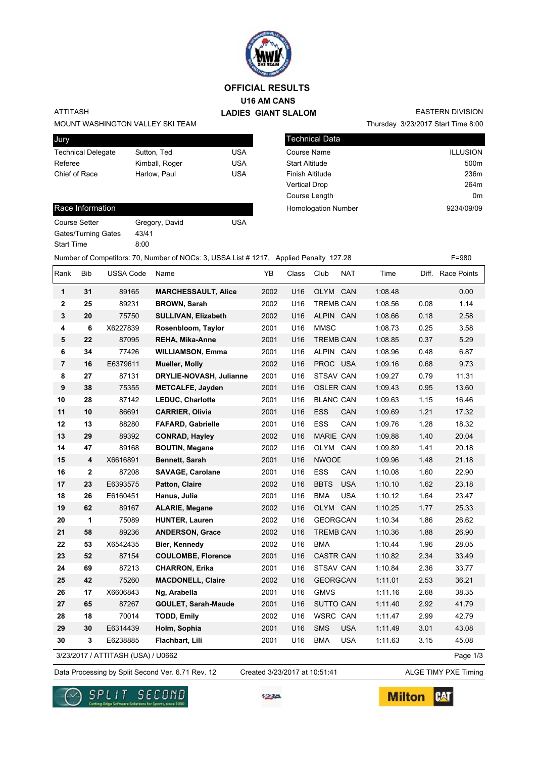# OFFICIAL RESULTS

## U16 AM CANS

## LADIES GIANT SLALOM

ATTITASH
MOUNT WASHINGTON VALLEY SKI TEAM

EASTERN DIVISION
Thursday 3/23/2017 Start Time 8:00

**Jury**

| | | |
|---|---|---|
| Technical Delegate | Sutton, Ted | USA |
| Referee | Kimball, Roger | USA |
| Chief of Race | Harlow, Paul | USA |

**Technical Data**

| | |
|---|---|
| Course Name | ILLUSION |
| Start Altitude | 500m |
| Finish Altitude | 236m |
| Vertical Drop | 264m |
| Course Length | 0m |
| Homologation Number | 9234/09/09 |

**Race Information**

| | | |
|---|---|---|
| Course Setter | Gregory, David | USA |
| Gates/Turning Gates | 43/41 | |
| Start Time | 8:00 | |

Number of Competitors: 70, Number of NOCs: 3, USSA List # 1217, Applied Penalty 127.28 F=980

| Rank | Bib | USSA Code | Name | YB | Class | Club | NAT | Time | Diff. | Race Points |
|---|---|---|---|---|---|---|---|---|---|---|
| 1 | 31 | 89165 | MARCHESSAULT, Alice | 2002 | U16 | OLYM | CAN | 1:08.48 | | 0.00 |
| 2 | 25 | 89231 | BROWN, Sarah | 2002 | U16 | TREMB | CAN | 1:08.56 | 0.08 | 1.14 |
| 3 | 20 | 75750 | SULLIVAN, Elizabeth | 2002 | U16 | ALPIN | CAN | 1:08.66 | 0.18 | 2.58 |
| 4 | 6 | X6227839 | Rosenbloom, Taylor | 2001 | U16 | MMSC | | 1:08.73 | 0.25 | 3.58 |
| 5 | 22 | 87095 | REHA, Mika-Anne | 2001 | U16 | TREMB | CAN | 1:08.85 | 0.37 | 5.29 |
| 6 | 34 | 77426 | WILLIAMSON, Emma | 2001 | U16 | ALPIN | CAN | 1:08.96 | 0.48 | 6.87 |
| 7 | 16 | E6379611 | Mueller, Molly | 2002 | U16 | PROC | USA | 1:09.16 | 0.68 | 9.73 |
| 8 | 27 | 87131 | DRYLIE-NOVASH, Julianne | 2001 | U16 | STSAV | CAN | 1:09.27 | 0.79 | 11.31 |
| 9 | 38 | 75355 | METCALFE, Jayden | 2001 | U16 | OSLER | CAN | 1:09.43 | 0.95 | 13.60 |
| 10 | 28 | 87142 | LEDUC, Charlotte | 2001 | U16 | BLANC | CAN | 1:09.63 | 1.15 | 16.46 |
| 11 | 10 | 86691 | CARRIER, Olivia | 2001 | U16 | ESS | CAN | 1:09.69 | 1.21 | 17.32 |
| 12 | 13 | 88280 | FAFARD, Gabrielle | 2001 | U16 | ESS | CAN | 1:09.76 | 1.28 | 18.32 |
| 13 | 29 | 89392 | CONRAD, Hayley | 2002 | U16 | MARIE | CAN | 1:09.88 | 1.40 | 20.04 |
| 14 | 47 | 89168 | BOUTIN, Megane | 2002 | U16 | OLYM | CAN | 1:09.89 | 1.41 | 20.18 |
| 15 | 4 | X6616891 | Bennett, Sarah | 2001 | U16 | NWOOD | | 1:09.96 | 1.48 | 21.18 |
| 16 | 2 | 87208 | SAVAGE, Carolane | 2001 | U16 | ESS | CAN | 1:10.08 | 1.60 | 22.90 |
| 17 | 23 | E6393575 | Patton, Claire | 2002 | U16 | BBTS | USA | 1:10.10 | 1.62 | 23.18 |
| 18 | 26 | E6160451 | Hanus, Julia | 2001 | U16 | BMA | USA | 1:10.12 | 1.64 | 23.47 |
| 19 | 62 | 89167 | ALARIE, Megane | 2002 | U16 | OLYM | CAN | 1:10.25 | 1.77 | 25.33 |
| 20 | 1 | 75089 | HUNTER, Lauren | 2002 | U16 | GEORG | CAN | 1:10.34 | 1.86 | 26.62 |
| 21 | 58 | 89236 | ANDERSON, Grace | 2002 | U16 | TREMB | CAN | 1:10.36 | 1.88 | 26.90 |
| 22 | 53 | X6542435 | Bier, Kennedy | 2002 | U16 | BMA | | 1:10.44 | 1.96 | 28.05 |
| 23 | 52 | 87154 | COULOMBE, Florence | 2001 | U16 | CASTR | CAN | 1:10.82 | 2.34 | 33.49 |
| 24 | 69 | 87213 | CHARRON, Erika | 2001 | U16 | STSAV | CAN | 1:10.84 | 2.36 | 33.77 |
| 25 | 42 | 75260 | MACDONELL, Claire | 2002 | U16 | GEORG | CAN | 1:11.01 | 2.53 | 36.21 |
| 26 | 17 | X6606843 | Ng, Arabella | 2001 | U16 | GMVS | | 1:11.16 | 2.68 | 38.35 |
| 27 | 65 | 87267 | GOULET, Sarah-Maude | 2001 | U16 | SUTTO | CAN | 1:11.40 | 2.92 | 41.79 |
| 28 | 18 | 70014 | TODD, Emily | 2002 | U16 | WSRC | CAN | 1:11.47 | 2.99 | 42.79 |
| 29 | 30 | E6314439 | Holm, Sophia | 2001 | U16 | SMS | USA | 1:11.49 | 3.01 | 43.08 |
| 30 | 3 | E6238885 | Flachbart, Lili | 2001 | U16 | BMA | USA | 1:11.63 | 3.15 | 45.08 |

3/23/2017 / ATTITASH (USA) / U0662

Data Processing by Split Second Ver. 6.71 Rev. 12 Created 3/23/2017 at 10:51:41 ALGE TIMY PXE Timing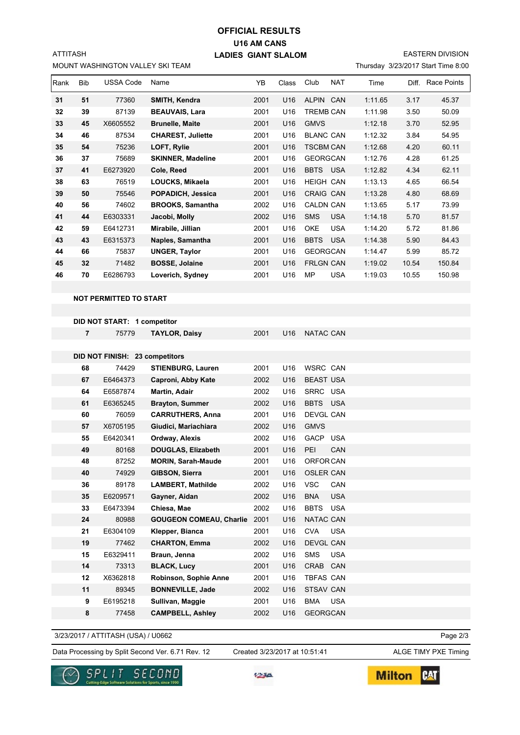# OFFICIAL RESULTS

## U16 AM CANS

## LADIES GIANT SLALOM

ATTITASH
MOUNT WASHINGTON VALLEY SKI TEAM

EASTERN DIVISION
Thursday 3/23/2017 Start Time 8:00

| Rank | Bib | USSA Code | Name | YB | Class | Club | NAT | Time | Diff. | Race Points |
|---|---|---|---|---|---|---|---|---|---|---|
| 31 | 51 | 77360 | SMITH, Kendra | 2001 | U16 | ALPIN | CAN | 1:11.65 | 3.17 | 45.37 |
| 32 | 39 | 87139 | BEAUVAIS, Lara | 2001 | U16 | TREMB | CAN | 1:11.98 | 3.50 | 50.09 |
| 33 | 45 | X6605552 | Brunelle, Maite | 2001 | U16 | GMVS | | 1:12.18 | 3.70 | 52.95 |
| 34 | 46 | 87534 | CHAREST, Juliette | 2001 | U16 | BLANC | CAN | 1:12.32 | 3.84 | 54.95 |
| 35 | 54 | 75236 | LOFT, Rylie | 2001 | U16 | TSCBM | CAN | 1:12.68 | 4.20 | 60.11 |
| 36 | 37 | 75689 | SKINNER, Madeline | 2001 | U16 | GEORG | CAN | 1:12.76 | 4.28 | 61.25 |
| 37 | 41 | E6273920 | Cole, Reed | 2001 | U16 | BBTS | USA | 1:12.82 | 4.34 | 62.11 |
| 38 | 63 | 76519 | LOUCKS, Mikaela | 2001 | U16 | HEIGH | CAN | 1:13.13 | 4.65 | 66.54 |
| 39 | 50 | 75546 | POPADICH, Jessica | 2001 | U16 | CRAIG | CAN | 1:13.28 | 4.80 | 68.69 |
| 40 | 56 | 74602 | BROOKS, Samantha | 2002 | U16 | CALDN | CAN | 1:13.65 | 5.17 | 73.99 |
| 41 | 44 | E6303331 | Jacobi, Molly | 2002 | U16 | SMS | USA | 1:14.18 | 5.70 | 81.57 |
| 42 | 59 | E6412731 | Mirabile, Jillian | 2001 | U16 | OKE | USA | 1:14.20 | 5.72 | 81.86 |
| 43 | 43 | E6315373 | Naples, Samantha | 2001 | U16 | BBTS | USA | 1:14.38 | 5.90 | 84.43 |
| 44 | 66 | 75837 | UNGER, Taylor | 2001 | U16 | GEORG | CAN | 1:14.47 | 5.99 | 85.72 |
| 45 | 32 | 71482 | BOSSE, Jolaine | 2001 | U16 | FRLGN | CAN | 1:19.02 | 10.54 | 150.84 |
| 46 | 70 | E6286793 | Loverich, Sydney | 2001 | U16 | MP | USA | 1:19.03 | 10.55 | 150.98 |

**NOT PERMITTED TO START**

**DID NOT START: 1 competitor**

| Bib | USSA Code | Name | YB | Class | Club | NAT |
|---|---|---|---|---|---|---|
| 7 | 75779 | TAYLOR, Daisy | 2001 | U16 | NATAC | CAN |

**DID NOT FINISH: 23 competitors**

| Bib | USSA Code | Name | YB | Class | Club | NAT |
|---|---|---|---|---|---|---|
| 68 | 74429 | STIENBURG, Lauren | 2001 | U16 | WSRC | CAN |
| 67 | E6464373 | Caproni, Abby Kate | 2002 | U16 | BEAST | USA |
| 64 | E6587874 | Martin, Adair | 2002 | U16 | SRRC | USA |
| 61 | E6365245 | Brayton, Summer | 2002 | U16 | BBTS | USA |
| 60 | 76059 | CARRUTHERS, Anna | 2001 | U16 | DEVGL | CAN |
| 57 | X6705195 | Giudici, Mariachiara | 2002 | U16 | GMVS | |
| 55 | E6420341 | Ordway, Alexis | 2002 | U16 | GACP | USA |
| 49 | 80168 | DOUGLAS, Elizabeth | 2001 | U16 | PEI | CAN |
| 48 | 87252 | MORIN, Sarah-Maude | 2001 | U16 | ORFOR | CAN |
| 40 | 74929 | GIBSON, Sierra | 2001 | U16 | OSLER | CAN |
| 36 | 89178 | LAMBERT, Mathilde | 2002 | U16 | VSC | CAN |
| 35 | E6209571 | Gayner, Aidan | 2002 | U16 | BNA | USA |
| 33 | E6473394 | Chiesa, Mae | 2002 | U16 | BBTS | USA |
| 24 | 80988 | GOUGEON COMEAU, Charlie | 2001 | U16 | NATAC | CAN |
| 21 | E6304109 | Klepper, Bianca | 2001 | U16 | CVA | USA |
| 19 | 77462 | CHARTON, Emma | 2002 | U16 | DEVGL | CAN |
| 15 | E6329411 | Braun, Jenna | 2002 | U16 | SMS | USA |
| 14 | 73313 | BLACK, Lucy | 2001 | U16 | CRAB | CAN |
| 12 | X6362818 | Robinson, Sophie Anne | 2001 | U16 | TBFAS | CAN |
| 11 | 89345 | BONNEVILLE, Jade | 2002 | U16 | STSAV | CAN |
| 9 | E6195218 | Sullivan, Maggie | 2001 | U16 | BMA | USA |
| 8 | 77458 | CAMPBELL, Ashley | 2002 | U16 | GEORG | CAN |

3/23/2017 / ATTITASH (USA) / U0662

Data Processing by Split Second Ver. 6.71 Rev. 12 — Created 3/23/2017 at 10:51:41 — ALGE TIMY PXE Timing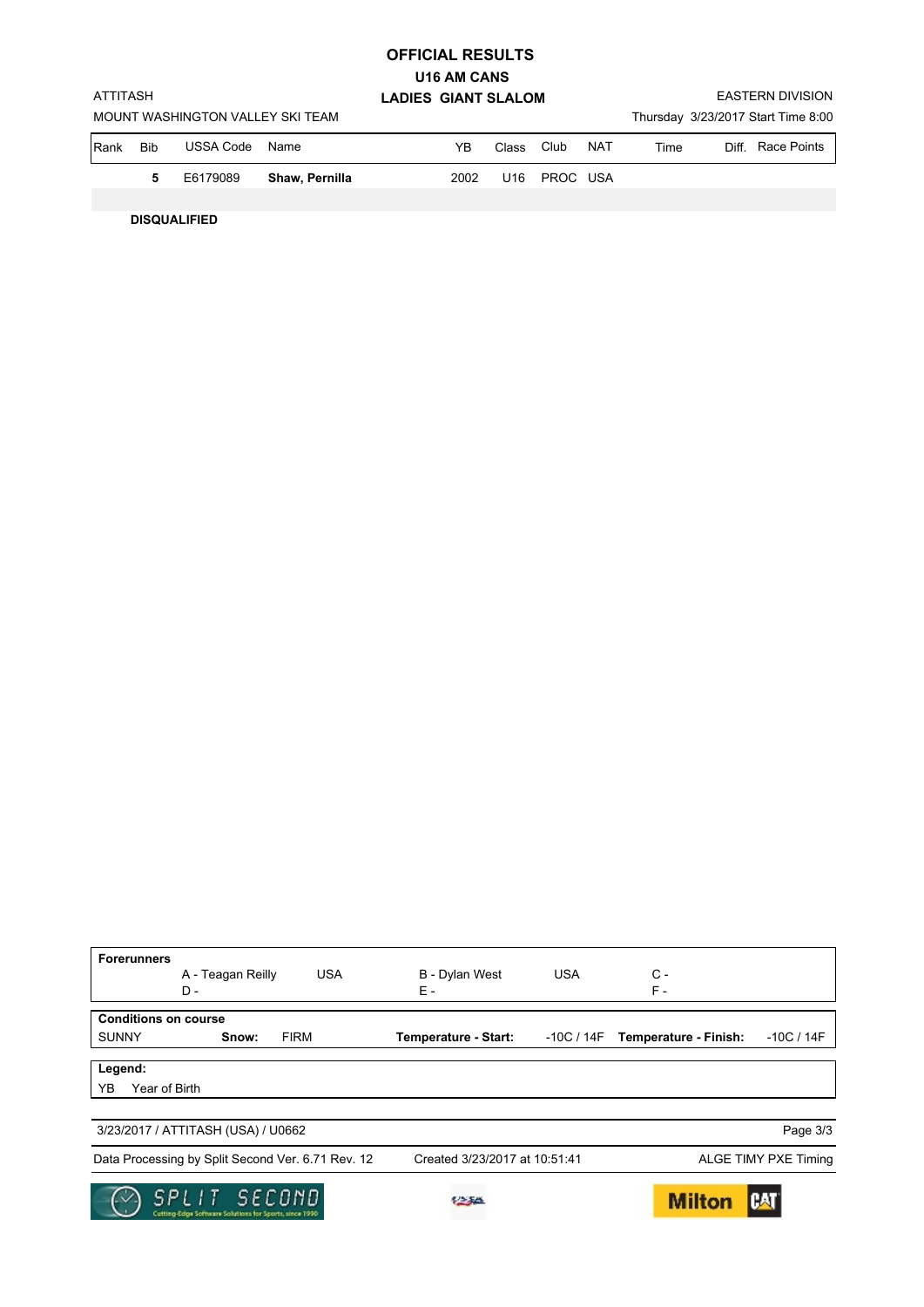# OFFICIAL RESULTS

**U16 AM CANS**

**LADIES GIANT SLALOM**

ATTITASH | EASTERN DIVISION

MOUNT WASHINGTON VALLEY SKI TEAM | Thursday 3/23/2017 Start Time 8:00

| Rank | Bib | USSA Code | Name | YB | Class | Club | NAT | Time | Diff. | Race Points |
|---|---|---|---|---|---|---|---|---|---|---|
| | 5 | E6179089 | **Shaw, Pernilla** | 2002 | U16 | PROC | USA | | | |

**DISQUALIFIED**

**Forerunners**

| | | | | |
|---|---|---|---|---|
| A - Teagan Reilly | USA | B - Dylan West | USA | C - |
| D - | | E - | | F - |

**Conditions on course**

SUNNY | **Snow:** FIRM | **Temperature - Start:** -10C / 14F | **Temperature - Finish:** -10C / 14F

**Legend:**

YB Year of Birth

3/23/2017 / ATTITASH (USA) / U0662

Data Processing by Split Second Ver. 6.71 Rev. 12 | Created 3/23/2017 at 10:51:41 | ALGE TIMY PXE Timing